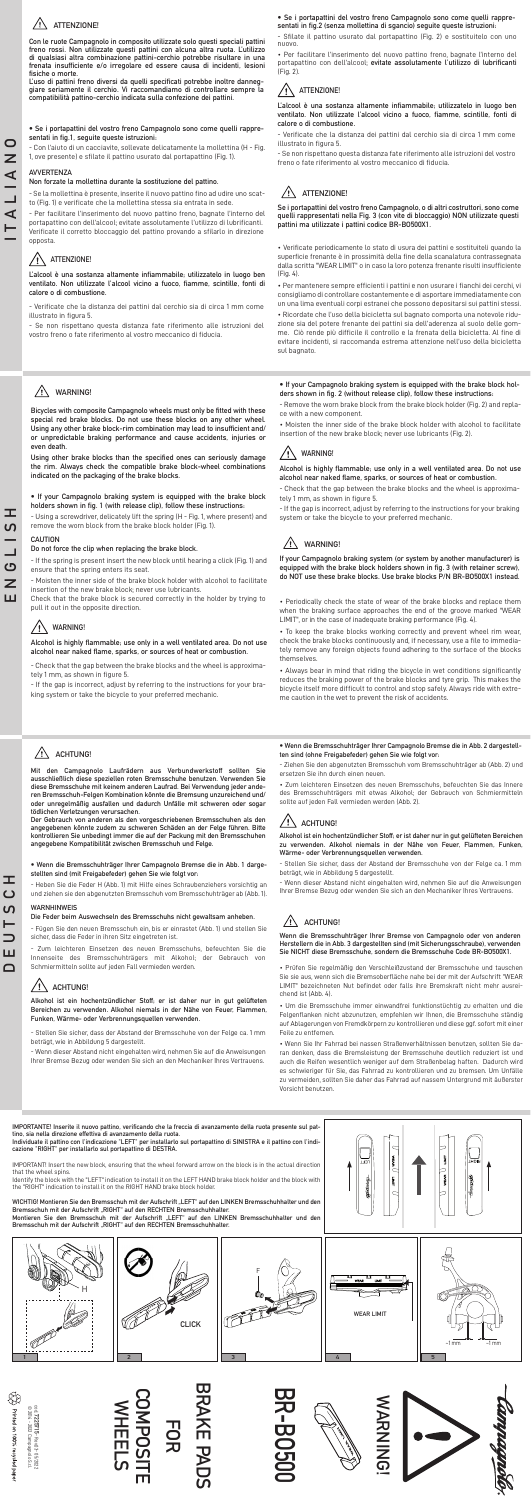# ITALIANO

## ⚠ ATTENZIONE!

**Con le ruote Campagnolo in composito utilizzate solo questi speciali pattini freno rossi. Non utilizzate questi pattini con alcuna altra ruota. L'utilizzo di qualsiasi altra combinazione pattini-cerchio potrebbe risultare in una frenata insufficiente e/o irregolare ed essere causa di incidenti, lesioni fisiche o morte.**

**L'uso di pattini freno diversi da quelli specificati potrebbe inoltre danneggiare seriamente il cerchio. Vi raccomandiamo di controllare sempre la compatibilità pattino-cerchio indicata sulla confezione dei pattini.**

**• Se i portapattini del vostro freno Campagnolo sono come quelli rappresentati nella fig.1, seguite queste istruzioni:**

- Con l'aiuto di un cacciavite, sollevate delicatamente la mollettina (H - Fig. 1, ove presente) e sfilate il pattino usurato dal portapattino (Fig. 1).

**AVVERTENZA**

**Non forzate la mollettina durante la sostituzione del pattino.**

- Se la mollettina è presente, inserite il nuovo pattino fino ad udire uno scatto (Fig. 1) e verificate che la mollettina stessa sia entrata in sede.

- Per facilitare l'inserimento del nuovo pattino freno, bagnate l'interno del portapattino con dell'alcool; **evitate assolutamente l'utilizzo di lubrificanti**. Verificate il corretto bloccaggio del pattino provando a sfilarlo in direzione opposta.

## ⚠ ATTENZIONE!

**L'alcool è una sostanza altamente infiammabile; utilizzatelo in luogo ben ventilato. Non utilizzate l'alcool vicino a fuoco, fiamme, scintille, fonti di calore o di combustione.**

- Verificate che la distanza dei pattini dal cerchio sia di circa 1 mm come illustrato in figura 5.

- Se non rispettano questa distanza fate riferimento alle istruzioni del vostro freno o fate riferimento al vostro meccanico di fiducia.

**• Se i portapattini del vostro freno Campagnolo sono come quelli rappresentati in fig.2 (senza mollettina di sgancio) seguite queste istruzioni:**

- Sfilate il pattino usurato dal portapattino (Fig. 2) e sostituitelo con uno nuovo.

- Per facilitare l'inserimento del nuovo pattino freno, bagnate l'interno del portapattino con dell'alcool; **evitate assolutamente l'utilizzo di lubrificanti** (Fig. 2).

## ⚠ ATTENZIONE!

**L'alcool è una sostanza altamente infiammabile; utilizzatelo in luogo ben ventilato. Non utilizzate l'alcool vicino a fuoco, fiamme, scintille, fonti di calore o di combustione.**

- Verificate che la distanza dei pattini dal cerchio sia di circa 1 mm come illustrato in figura 5.

- Se non rispettano questa distanza fate riferimento alle istruzioni del vostro freno o fate riferimento al vostro meccanico di fiducia.

## ⚠ ATTENZIONE!

**Se i portapattini del vostro freno Campagnolo, o di altri costruttori, sono come quelli rappresentati nella Fig. 3 (con vite di bloccaggio) NON utilizzate questi pattini ma utilizzate i pattini codice BR-BO500X1.**

• Verificate periodicamente lo stato di usura dei pattini e sostituiteli quando la superficie frenante è in prossimità della fine della scanalatura contrassegnata dalla scritta "WEAR LIMIT" o in caso la loro potenza frenante risulti insufficiente (Fig. 4).

• Per mantenere sempre efficienti i pattini e non usurare i fianchi dei cerchi, vi consigliamo di controllare costantemente e di asportare immediatamente con un una lima eventuali corpi estranei che possono depositarsi sui pattini stessi.

• Ricordate che l'uso della bicicletta sul bagnato comporta una notevole riduzione sia del potere frenante dei pattini sia dell'aderenza al suolo delle gomme. Ciò rende più difficile il controllo e la frenata della bicicletta. Al fine di evitare incidenti, si raccomanda estrema attenzione nell'uso della bicicletta sul bagnato.

# ENGLISH

## ⚠ WARNING!

**Bicycles with composite Campagnolo wheels must only be fitted with these special red brake blocks. Do not use these blocks on any other wheel. Using any other brake block-rim combination may lead to insufficient and/or unpredictable braking performance and cause accidents, injuries or even death.**

**Using other brake blocks than the specified ones can seriously damage the rim. Always check the compatible brake block-wheel combinations indicated on the packaging of the brake blocks.**

**• If your Campagnolo braking system is equipped with the brake block holders shown in fig. 1 (with release clip), follow these instructions:**

- Using a screwdriver, delicately lift the spring (H - Fig. 1, where present) and remove the worn brake block from the brake block holder (Fig. 1).

**CAUTION**

**Do not force the clip when replacing the brake block.**

- If the spring is present insert the new block until hearing a click (Fig. 1) and ensure that the spring enters its seat.

- Moisten the inner side of the brake block holder with alcohol to facilitate insertion of the new brake block; never use lubricants.

Check that the brake block is secured correctly in the holder by trying to pull it out in the opposite direction.

## ⚠ WARNING!

**Alcohol is highly flammable; use only in a well ventilated area. Do not use alcohol near naked flame, sparks, or sources of heat or combustion.**

- Check that the gap between the brake blocks and the wheel is approximately 1 mm, as shown in figure 5.

- If the gap is incorrect, adjust by referring to the instructions for your braking system or take the bicycle to your preferred mechanic.

**• If your Campagnolo braking system is equipped with the brake block holders shown in fig. 2 (without release clip), follow these instructions:**

- Remove the worn brake block from the brake block holder (Fig. 2) and replace with a new component.

- Moisten the inner side of the brake block holder with alcohol to facilitate insertion of the new brake block; never use lubricants (Fig. 2).

## ⚠ WARNING!

**Alcohol is highly flammable; use only in a well ventilated area. Do not use alcohol near naked flame, sparks, or sources of heat or combustion.**

- Check that the gap between the brake blocks and the wheel is approximately 1 mm, as shown in figure 5.

- If the gap is incorrect, adjust by referring to the instructions for your braking system or take the bicycle to your preferred mechanic.

## ⚠ WARNING!

**If your Campagnolo braking system (or system by another manufacturer) is equipped with the brake block holders shown in fig. 3 (with retainer screw), do NOT use these brake blocks. Use brake blocks P/N BR-BO500X1 instead.**

• Periodically check the state of wear of the brake blocks and replace them when the braking surface approaches the end of the groove marked "WEAR LIMIT", or in the case of inadequate braking performance (Fig. 4).

• To keep the brake blocks working correctly and prevent wheel rim wear, check the brake blocks continuously and, if necessary, use a file to immediately remove any foreign objects found adhering to the surface of the blocks themselves.

• Always bear in mind that riding the bicycle in wet conditions significantly reduces the braking power of the brake blocks and tyre grip. This makes the bicycle itself more difficult to control and stop safely. Always ride with extreme caution in the wet to prevent the risk of accidents.

# DEUTSCH

## ⚠ ACHTUNG!

**Mit den Campagnolo Laufrädern aus Verbundwerkstoff sollten Sie ausschließlich diese speziellen roten Bremsschuhe benutzen. Verwenden Sie diese Bremsschuhe mit keinem anderen Laufrad. Bei Verwendung jeder anderen Bremsschuh-Felgen Kombination könnte die Bremsung unzureichend und/oder unregelmäßig ausfallen und dadurch Unfälle mit schweren oder sogar tödlichen Verletzungen verursachen.**

**Der Gebrauch von anderen als den vorgeschriebenen Bremsschuhen als den angegebenen könnte zudem zu schweren Schäden an der Felge führen. Bitte kontrollieren Sie unbedingt immer die auf der Packung mit den Bremsschuhen angegebene Kompatibilität zwischen Bremsschuh und Felge.**

**• Wenn die Bremsschuhträger Ihrer Campagnolo Bremse die in Abb. 1 dargestellten sind (mit Freigabefeder) gehen Sie wie folgt vor:**

- Heben Sie die Feder H (Abb. 1) mit Hilfe eines Schraubenziehers vorsichtig an und ziehen Sie den abgenutzten Bremsschuh vom Bremsschuhträger ab (Abb. 1).

**WARNHINWEIS**

**Die Feder beim Auswechseln des Bremsschuhs nicht gewaltsam anheben.**

- Fügen Sie den neuen Bremsschuh ein, bis er einrastet (Abb. 1) und stellen Sie sicher, dass die Feder in ihren Sitz eingetreten ist.

- Zum leichteren Einsetzen des neuen Bremsschuhs, befeuchten Sie die Innenseite des Bremsschuhträgers mit Alkohol; der Gebrauch von Schmiermitteln sollte auf jeden Fall vermieden werden.

## ⚠ ACHTUNG!

**Alkohol ist ein hochentzündlicher Stoff, er ist daher nur in gut gelüfteten Bereichen zu verwenden. Alkohol niemals in der Nähe von Feuer, Flammen, Funken, Wärme- oder Verbrennungsquellen verwenden.**

- Stellen Sie sicher, dass der Abstand der Bremsschuhe von der Felge ca. 1 mm beträgt, wie in Abbildung 5 dargestellt.

- Wenn dieser Abstand nicht eingehalten wird, nehmen Sie auf die Anweisungen Ihrer Bremse Bezug oder wenden Sie sich an den Mechaniker Ihres Vertrauens.

**• Wenn die Bremsschuhträger Ihrer Campagnolo Bremse die in Abb. 2 dargestellten sind (ohne Freigabefeder) gehen Sie wie folgt vor:**

- Ziehen Sie den abgenutzten Bremsschuh vom Bremsschuhträger ab (Abb. 2) und ersetzen Sie ihn durch einen neuen.

• Zum leichteren Einsetzen des neuen Bremsschuhs, befeuchten Sie das Innere des Bremsschuhträgers mit etwas Alkohol, der Gebrauch von Schmiermitteln sollte auf jeden Fall vermieden werden (Abb. 2).

## ⚠ ACHTUNG!

**Alkohol ist ein hochentzündlicher Stoff, er ist daher nur in gut gelüfteten Bereichen zu verwenden. Alkohol niemals in der Nähe von Feuer, Flammen, Funken, Wärme- oder Verbrennungsquellen verwenden.**

- Stellen Sie sicher, dass der Abstand der Bremsschuhe von der Felge ca. 1 mm beträgt, wie in Abbildung 5 dargestellt.

- Wenn dieser Abstand nicht eingehalten wird, nehmen Sie auf die Anweisungen Ihrer Bremse Bezug oder wenden Sie sich an den Mechaniker Ihres Vertrauens.

## ⚠ ACHTUNG!

**Wenn die Bremsschuhträger Ihrer Bremse von Campagnolo oder von anderen Herstellern die in Abb. 3 dargestellten sind (mit Sicherungsschraube), verwenden Sie NICHT diese Bremsschuhe, sondern die Bremsschuhe Code BR-BO500X1.**

• Prüfen Sie regelmäßig den Verschleißzustand der Bremsschuhe und tauschen Sie sie aus, wenn sich die Bremsoberfläche nahe bei der mit der Aufschrift "WEAR LIMIT" bezeichneten Nut befindet oder falls ihre Bremskraft nicht mehr ausreichend ist (Abb. 4).

• Um die Bremsschuhe immer einwandfrei funktionstüchtig zu erhalten und die Felgenflanken nicht abzunutzen, empfehlen wir Ihnen, die Bremsschuhe ständig auf Ablagerungen von Fremdkörpern zu kontrollieren und diese ggf. sofort mit einer Feile zu entfernen.

• Wenn Sie Ihr Fahrrad bei nassen Straßenverhältnissen benutzen, sollten Sie daran denken, dass die Bremsleistung der Bremsschuhe deutlich reduziert ist und auch die Reifen wesentlich weniger auf dem Straßenbelag haften. Dadurch wird es schwieriger für Sie, das Fahrrad zu kontrollieren und zu bremsen. Um Unfälle zu vermeiden, sollten Sie daher das Fahrrad auf nassem Untergrund mit äußerster Vorsicht benutzen.

---

IMPORTANTE! Inserire il nuovo pattino, verificando che la freccia di avanzamento della ruota presente sul pattino, sia nella direzione effettiva di avanzamento della ruota.
Individuate il pattino con l'indicazione "LEFT" per installarlo sul portapattino di SINISTRA e il pattino con l'indicazione "RIGHT" per installarlo sul portapattino di DESTRA.

IMPORTANT! Insert the new block, ensuring that the wheel forward arrow on the block is in the actual direction that the wheel spins.
Identify the block with the "LEFT" indication to install it on the LEFT HAND brake block holder and the block with the "RIGHT" indication to install it on the RIGHT HAND brake block holder.

WICHTIG! Montieren Sie den Bremsschuh mit der Aufschrift „LEFT" auf den LINKEN Bremsschuhhalter und den Bremsschuh mit der Aufschrift „RIGHT" auf den RECHTEN Bremsschuhhalter.
Montieren Sie den Bremsschuh mit der Aufschrift „LEFT" auf den LINKEN Bremsschuhhalter und den Bremsschuh mit der Aufschrift „RIGHT" auf den RECHTEN Bremsschuhhalter.

H — CLICK — 1 — 2 — F — 3 — 6 — WEAR LIMIT — 4 — ~1 mm — ~1 mm — 5

# BRAKE PADS FOR COMPOSITE WHEELS

# BR-BO500

# WARNING!

Campagnolo

Printed on 100% recycled paper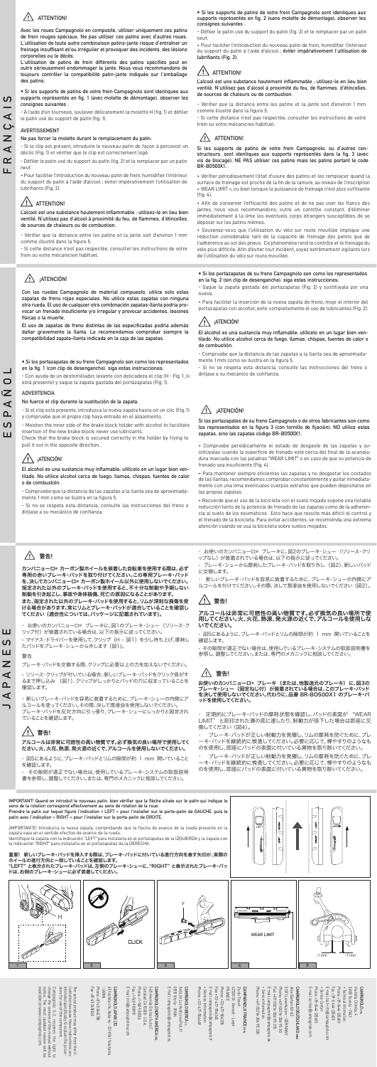# FRANÇAIS

## ⚠ ATTENTION!

**Avec les roues Campagnolo en composite, utiliser uniquement ces patins de frein rouges spéciaux. Ne pas utiliser ces patins avec d'autres roues. L'utilisation de toute autre combinaison patins-jante risque d'entraîner un freinage insuffisant et/ou irrégulier et provoquer des incidents, des lésions corporelles ou le décès.**

**L'utilisation de patins de frein différents des patins spécifiés peut en outre sérieusement endommager la jante. Nous vous recommandons de toujours contrôler la compatibilité patin-jante indiquée sur l'emballage des patins.**

**• Si les supports de patins de votre frein Campagnolo sont identiques aux supports représentés en fig. 1 (avec molette de démontage), observer les consignes suivantes :**

- À l'aide d'un tournevis, soulever délicatement la molette H (fig.1) et défiler le patin usé du support de patin (fig. 1).

### AVERTISSEMENT

**Ne pas forcer la molette durant le remplacement du patin.**

- Si le clip est présent, introduire le nouveau patin de façon à percevoir un déclic (Fig. 1) et vérifier que le clip est correctement logé.

- Défiler le patin usé du support du patin (fig. 2) et le remplacer par un patin neuf.

• Pour faciliter l'introduction du nouveau patin de frein, humidifier l'intérieur du support du patin à l'aide d'alcool ; éviter impérativement l'utilisation de lubrifiants (Fig. 2).

## ⚠ ATTENTION!

**L'alcool est une substance hautement inflammable : utilisez-le en lieu bien ventilé. N'utilisez pas d'alcool à proximité du feu, de flammes, d'étincelles, de sources de chaleur ou de combustion.**

- Vérifier que la distance entre les patins et la jante soit d'environ 1 mm comme illustré dans la figure 5.

- Si cette distance n'est pas respectée, consulter les instructions de votre frein ou votre mécanicien habituel.

**• Si les supports de patins de votre frein Campagnolo sont identiques aux supports représentés en fig. 2 (sans molette de démontage), observer les consignes suivantes :**

- Défiler le patin usé du support du patin (fig. 2) et le remplacer par un patin neuf.

• Pour faciliter l'introduction du nouveau patin de frein, humidifier l'intérieur du support du patin à l'aide d'alcool ; **éviter impérativement l'utilisation de lubrifiants (Fig. 2).**

## ⚠ ATTENTION!

**L'alcool est une substance hautement inflammable : utilisez-le en lieu bien ventilé. N'utilisez pas d'alcool à proximité du feu, de flammes, d'étincelles, de sources de chaleur ou de combustion.**

- Vérifier que la distance entre les patins et la jante soit d'environ 1 mm comme illustré dans la figure 5.

- Si cette distance n'est pas respectée, consulter les instructions de votre frein ou votre mécanicien habituel.

## ⚠ ATTENTION!

**Si les supports de patins de votre frein Campagnolo, ou d'autres constructeurs, sont identiques aux supports représentés dans la fig. 3 (avec vis de blocage), NE PAS utiliser ces patins mais les patins portant le code BR-BO500X1.**

• Vérifier périodiquement l'état d'usure des patins et les remplacer quand la surface de freinage est proche de la fin de la rainure, au niveau de l'inscription « WEAR LIMIT », ou bien lorsque la puissance de freinage n'est plus suffisante (fig. 4).

• Afin de conserver l'efficacité des patins et de ne pas user les flancs des jantes, nous vous recommandons, outre un contrôle constant, d'éliminer immédiatement à la lime les éventuels corps étrangers susceptibles de se déposer sur les patins mêmes.

• Souvenez-vous que l'utilisation du vélo sur route mouillée implique une réduction considérable tant de la capacité de freinage des patins que de l'adhérence au sol des pneus. Ce phénomène rend le contrôle et le freinage du vélo plus difficile. Afin d'éviter tout incident, soyez extrêmement vigilants lors de l'utilisation du vélo sur route mouillée.

# ESPAÑOL

## ⚠ ¡ATENCIÓN!

**Con las ruedas Campagnolo de material compuesto, utilice solo estas zapatas de freno rojas especiales. No utilice estas zapatas con ninguna otra rueda. El uso de cualquier otra combinación zapatas-llanta podría provocar un frenado insuficiente y/o irregular y provocar accidentes, lesiones físicas o la muerte.**

**El uso de zapatas de freno distintas de las especificadas podría además dañar gravemente la llanta. Le recomendamos comprobar siempre la compatibilidad zapata-llanta indicada en la caja de las zapatas.**

**• Si los portazapatas de su freno Campagnolo son como los representados en la fig. 1 (con clip de desenganche), siga estas instrucciones:**

- Con ayuda de un destornillador, levante con delicadeza el clip (H - Fig. 1, si está presente) y saque la zapata gastada del portazapatas (Fig. 1).

### ADVERTENCIA

**No fuerce el clip durante la sustitución de la zapata.**

- Si el clip está presente, introduzca la nueva zapata hasta oír un clic (Fig. 1) y compruebe que el propio clip haya entrado en el alojamiento.

- Moisten the inner side of the brake block holder with alcohol to facilitate insertion of the new brake block; never use lubricants.

Check that the brake block is secured correctly in the holder by trying to pull it out in the opposite direction.

## ⚠ ¡ATENCIÓN!

**El alcohol es una sustancia muy inflamable: utilícelo en un lugar bien ventilado. No utilice alcohol cerca de fuego, llamas, chispas, fuentes de calor o de combustión.**

- Compruebe que la distancia de las zapatas a la llanta sea de aproximadamente 1 mm como se ilustra en la figura 5.

- Si no se respeta esta distancia, consulte las instrucciones del freno o diríjase a su mecánico de confianza.

**• Si los portazapatas de su freno Campagnolo son como los representados en la fig. 2 (sin clip de desenganche), siga estas instrucciones:**

- Saque la zapata gastada del portazapatas (Fig. 2) y sustitúyala por una nueva.

• Para facilitar la inserción de la nueva zapata de freno, moje el interior del portazapatas con alcohol; evite completamente el uso de lubricantes (Fig. 2).

## ⚠ ¡ATENCIÓN!

**El alcohol es una sustancia muy inflamable: utilícelo en un lugar bien ventilado. No utilice alcohol cerca de fuego, llamas, chispas, fuentes de calor o de combustión.**

- Compruebe que la distancia de las zapatas a la llanta sea de aproximadamente 1 mm como se ilustra en la figura 5.

- Si no se respeta esta distancia, consulte las instrucciones del freno o diríjase a su mecánico de confianza.

## ⚠ ¡ATENCIÓN!

**Si los portazapatas de su freno Campagnolo o de otros fabricantes son como los representados en la figura 3 (con tornillo de fijación), NO utilice estas zapatas, sino las zapatas código BR-BO500X1.**

• Compruebe periódicamente el estado de desgaste de las zapatas y sustitúyalas cuando la superficie de frenado esté cerca del final de la acanaladura marcada con las palabras "WEAR LIMIT" o en caso de que su potencia de frenado sea insuficiente (Fig. 4).

• Para mantener siempre eficientes las zapatas y no desgastar los costados de las llantas, recomendamos comprobar constantemente y quitar inmediatamente con una lima eventuales cuerpos extraños que puedan depositarse en las propias zapatas.

• Recuerde que el uso de la bicicleta con el suelo mojado supone una notable reducción tanto de la potencia de frenado de las zapatas como de la adherencia al suelo de los neumáticos. Esto hace que resulte más difícil el control y el frenado de la bicicleta. Para evitar accidentes, se recomienda una extrema atención cuando se usa la bicicleta sobre suelos mojados.

# JAPANESE

## ⚠ 警告!

**カンパニョーロ® カーボン製ホイールを装着した自転車を使用する際は、必ず専用の赤いブレーキ・パッドを取り付けてください。この専用ブレーキ・パッドを、決してカンパニョーロ® カーボン製ホイール以外に使用しないでください。指定された以外のブレーキ・パッドを使用すると、不十分な制動や予期しない制動を引き起こし、事故や身体損傷、死亡の原因になることがあります。**

**また、指定された以外のブレーキ・パッドを使用すると、リムが深刻な損傷を受ける場合があります。常にリムとブレーキ・パッドが適合していることを確認してください（適合性については、パッケージに記載されています）。**

・ お使いのカンパニョーロ® ブレーキに、図1のブレーキ・シュー（リリース・クリップ付）が装着されている場合は、以下の指示に従ってください。

- マイナス・ドライバーを使用して、クリップ（H - 図1）を少し持ち上げ、摩耗したパッドをブレーキ・シューから外します（図1）。

警告

ブレーキ・パッドを交換する際、クリップに必要以上の力を加えないでください。

- リリース・クリップが付いている場合、新しいブレーキ・パッドをクリック音がするまで押し込み（図1）、クリップがしっかりとパッドの穴に収まっていることを確認します。

- 新しいブレーキ・パッドを容易に装着するために、ブレーキ・シューの内側にアルコールを塗ってください。その際、決して潤滑油を使用しないでください。

ブレーキ・パッドを反対方向に引っ張り、ブレーキ・シューにしっかりと固定されていることを確認します。

## ⚠ 警告!

**アルコールは非常に可燃性の高い物質です。必ず換気の良い場所で使用してください。火、火花、熱源、発火源の近くで、アルコールを使用しないでください。**

- 図5にあるように、ブレーキ・パッドとリムの隙間が約 1 mm 開いていることを確認します。

- その隙間が適正でない場合は、使用しているブレーキ・システムの取扱説明書を参照し、調整してください。または、専門のメカニックに相談してください。

・ お使いのカンパニョーロ® ブレーキに、図2のブレーキ・シュー（リリース・クリップなし）が装着されている場合は、以下の指示に従ってください。

- ブレーキ・シューから摩耗したブレーキ・パッドを取り外し（図2）、新しいパッドに交換します。

・ 新しいブレーキ・パッドを容易に装着するために、ブレーキ・シューの内側にアルコールを付けてください。その際、決して潤滑油を使用しないでください（図2）。

## ⚠ 警告!

**アルコールは非常に可燃性の高い物質です。必ず換気の良い場所で使用してください。火、火花、熱源、発火源の近くで、アルコールを使用しないでください。**

- 図5にあるように、ブレーキ・パッドとリムの隙間が約 1 mm 開いていることを確認します。

- その隙間が適正でない場合は、使用しているブレーキ・システムの取扱説明書を参照し、調整してください。または、専門のメカニックに相談してください。

## ⚠ 警告!

**お使いのカンパニョーロ® ブレーキ（または、他製造元のブレーキ）に、図3のブレーキ・シュー（固定ねじ付）が装着されている場合は、このブレーキ・パッドを決して使用しないでください。代わりに、品番 BR-BO500X1 のブレーキ・パッドを使用してください。**

・ 定期的にブレーキ・パッドの摩耗状態を確認し、パッドの表面が "WEAR LIMIT" と刻印された溝の底に達したり、制動力が低下した場合は即座に交換してください（図4）。

・ ブレーキ・パッドが正しい制動力を発揮し、リムの摩耗を防ぐために、ブレーキ・パッドを継続的に検査してください。必要に応じて、棒やすりのようなもので使用し、即座にパッドの表面に付いている異物を取り除いてください。

・ ブレーキ・パッドが正しい制動力を発揮し、リムの摩耗を防ぐために、ブレーキ・パッドを継続的に検査してください。必要に応じて、棒やすりのようなもので使用し、即座にパッドの表面に付いている異物を取り除いてください。

---

**IMPORTANT! Quand on introduit le nouveau patin, bien vérifier que la flèche située sur le patin qui indique le sens de la rotation correspond effectivement au sens de rotation de la roue.**
**Prendre le patin sur lequel figure l'indication « LEFT » pour l'installer sur le porte-patin de GAUCHE, puis le patin avec l'indication « RIGHT » pour l'installer sur le porte-patin de DROITE.**

¡IMPORTANTE! Introduzca la nueva zapata, comprobando que la flecha de avance de la rueda presente en la zapata vaya en el sentido efectivo de avance de la rueda.
Identifique la zapata con la indicación "LEFT" para instalarla en el portazapatas de la IZQUIERDA y la zapata con la indicación "RIGHT" para instalarla en el portazapatas de la DERECHA.

**重要! 新しいブレーキ・パッドを挿入する際は、ブレーキ・パッドに付いている進行方向を表す矢印が、実際のホイールの進行方向と一致していることを確認します。**
**"LEFT" と表示されたブレーキ・パッドは、左側のブレーキ・シューに、"RIGHT" と表示されたブレーキ・パッドは、右側のブレーキ・シューに必ず装着してください。**

H

CLICK

F

WEAR LIMIT

~1mm ~1mm

1 2 3 4 5

---

**CAMPAGNOLO S.r.l.**
Via della Chimica, 4
36100 Vicenza - ITALY
Phone +39 0444 225500
Fax +39 0444 225400
www.campagnolo.com

**CAMPAGNOLO DEUTSCHLAND GmbH**
Alte Garten 62
51371 Leverkusen - GERMANY
Phone +49 (0)214 206 95 30
Fax +49 (0)214 206 95 315
E-mail: campagnolo.de@campagnolo.com

**CAMPAGNOLO FRANCE Sas**
Parc Saint Etienne
420022 St Etienne Cedex 1
Phone +33 477 916160
Fax +33 477 916166
E-mail: campagnolo.fr@campagnolo.com

**CAMPAGNOLO IBERICA S.L.**
Avd. Cervantes, 13
48970 Basauri - SPAIN
E-mail: campagnolo.es@campagnolo.com

**CAMPAGNOLO NORTH AMERICA, Inc.**
5431 Avenida Encinas, Suite F
Carlsbad, CA 92008 - USA
Phone +1 760 931 0068
Fax +1 760 931 0991
E-mail: info@campagnolona.com

**CAMPAGNOLO JAPAN LTD**
Kitahara Bldg. 4F, 2-2-10 Minami Horie, Nishi-ku
Osaka 550-0015 - JAPAN
Phone +81 6 6110 3520
Fax +81 6 6110 3522

The actual product may differ from the illustrations contained in these technical instructions.
Campagnolo S.r.l. reserves the right to modify the contents of this manual without notice. The most updated version will be available on www.campagnolo.com